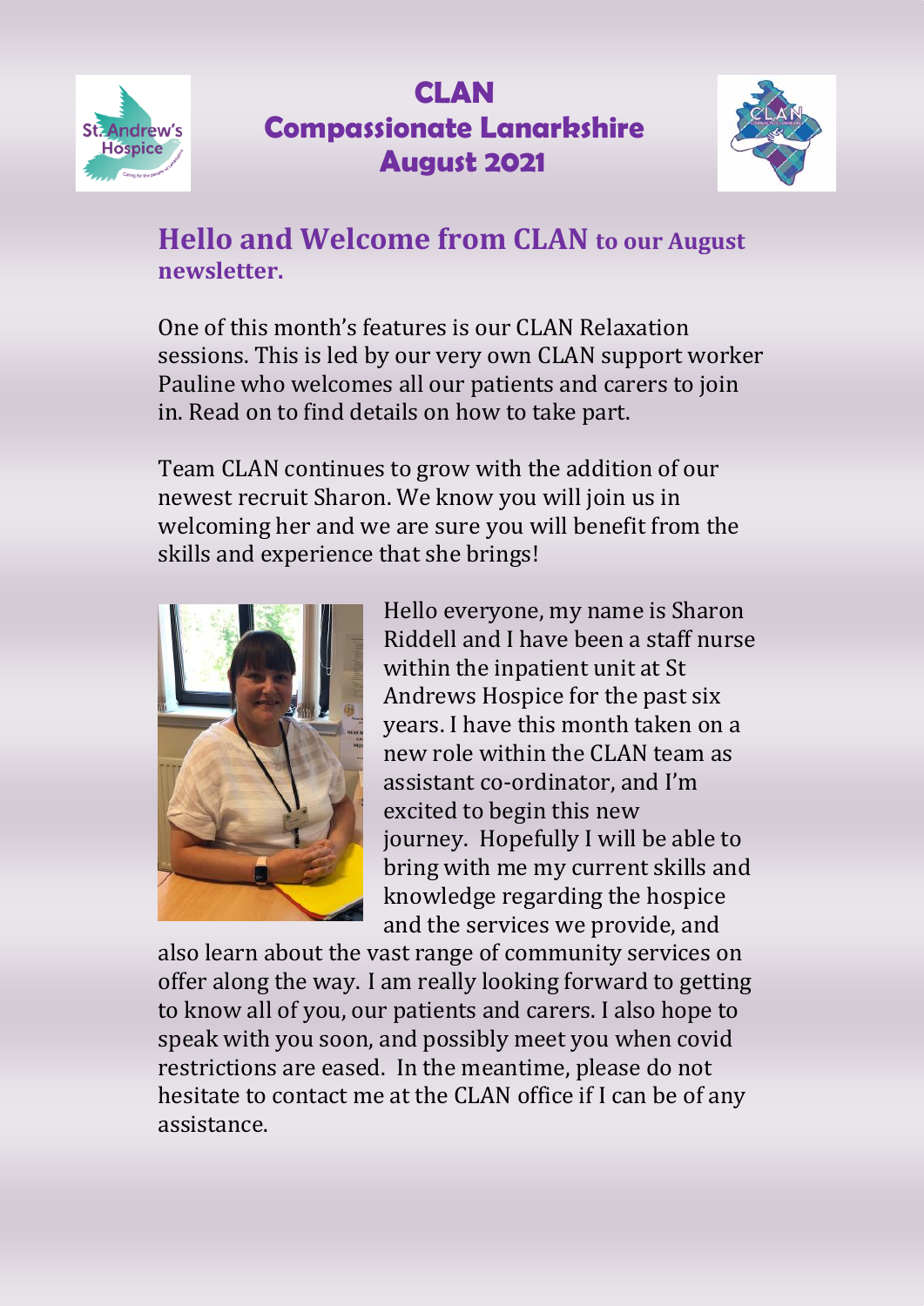# CLAN
# Compassionate Lanarkshire
# August 2021

## Hello and Welcome from CLAN to our August newsletter.

One of this month's features is our CLAN Relaxation sessions. This is led by our very own CLAN support worker Pauline who welcomes all our patients and carers to join in. Read on to find details on how to take part.

Team CLAN continues to grow with the addition of our newest recruit Sharon. We know you will join us in welcoming her and we are sure you will benefit from the skills and experience that she brings!

Hello everyone, my name is Sharon Riddell and I have been a staff nurse within the inpatient unit at St Andrews Hospice for the past six years. I have this month taken on a new role within the CLAN team as assistant co-ordinator, and I'm excited to begin this new journey. Hopefully I will be able to bring with me my current skills and knowledge regarding the hospice and the services we provide, and also learn about the vast range of community services on offer along the way. I am really looking forward to getting to know all of you, our patients and carers. I also hope to speak with you soon, and possibly meet you when covid restrictions are eased. In the meantime, please do not hesitate to contact me at the CLAN office if I can be of any assistance.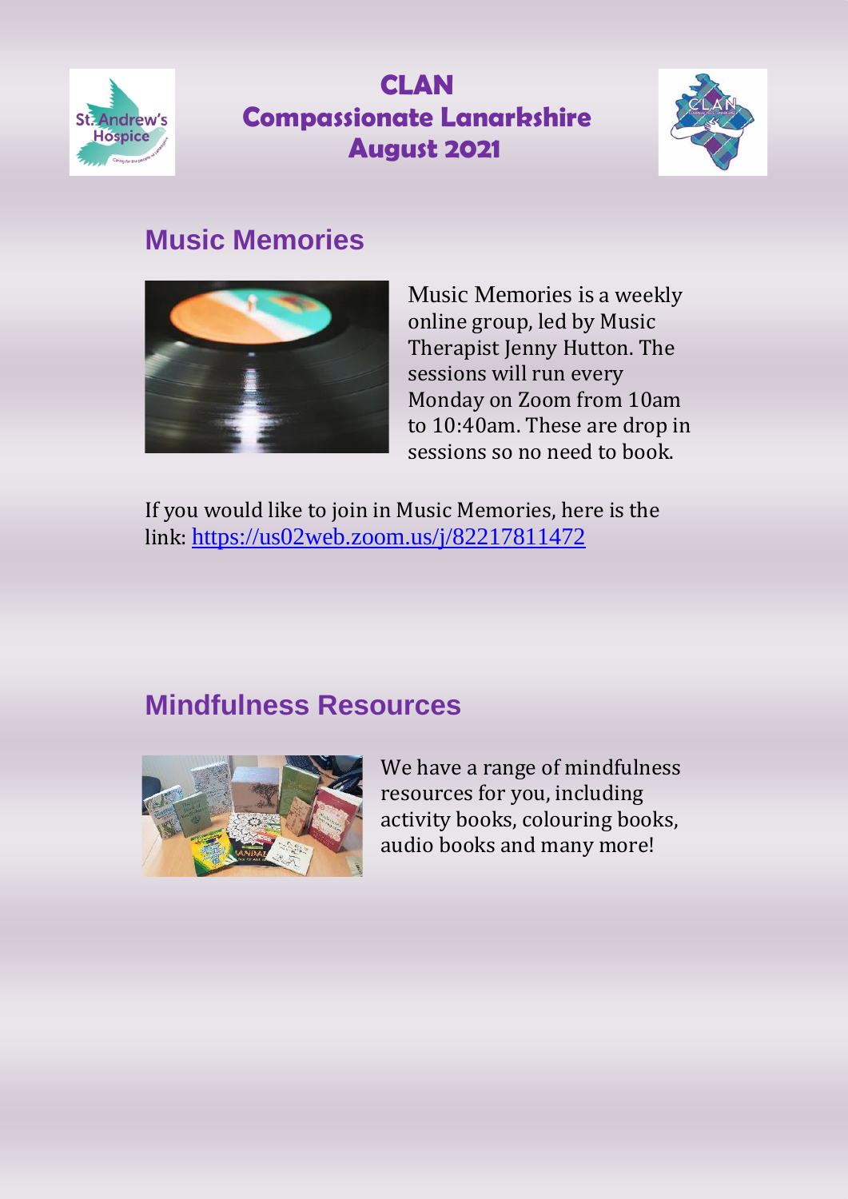# CLAN
# Compassionate Lanarkshire
# August 2021

## Music Memories

Music Memories is a weekly online group, led by Music Therapist Jenny Hutton. The sessions will run every Monday on Zoom from 10am to 10:40am. These are drop in sessions so no need to book.

If you would like to join in Music Memories, here is the link: https://us02web.zoom.us/j/82217811472

## Mindfulness Resources

We have a range of mindfulness resources for you, including activity books, colouring books, audio books and many more!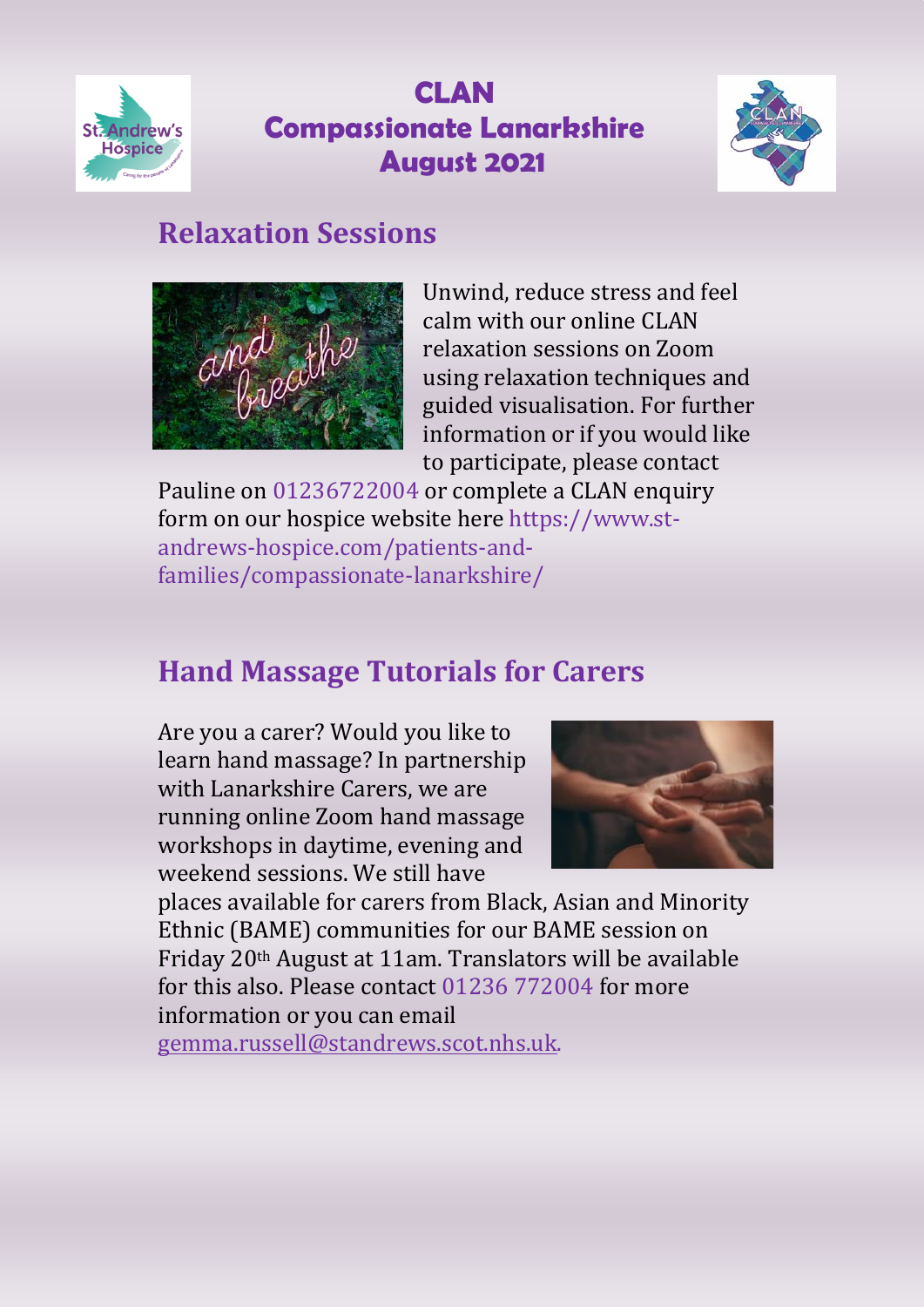# CLAN
# Compassionate Lanarkshire
# August 2021

## Relaxation Sessions

Unwind, reduce stress and feel calm with our online CLAN relaxation sessions on Zoom using relaxation techniques and guided visualisation. For further information or if you would like to participate, please contact Pauline on 01236722004 or complete a CLAN enquiry form on our hospice website here https://www.st-andrews-hospice.com/patients-and-families/compassionate-lanarkshire/

## Hand Massage Tutorials for Carers

Are you a carer? Would you like to learn hand massage? In partnership with Lanarkshire Carers, we are running online Zoom hand massage workshops in daytime, evening and weekend sessions. We still have places available for carers from Black, Asian and Minority Ethnic (BAME) communities for our BAME session on Friday 20th August at 11am. Translators will be available for this also. Please contact 01236 772004 for more information or you can email gemma.russell@standrews.scot.nhs.uk.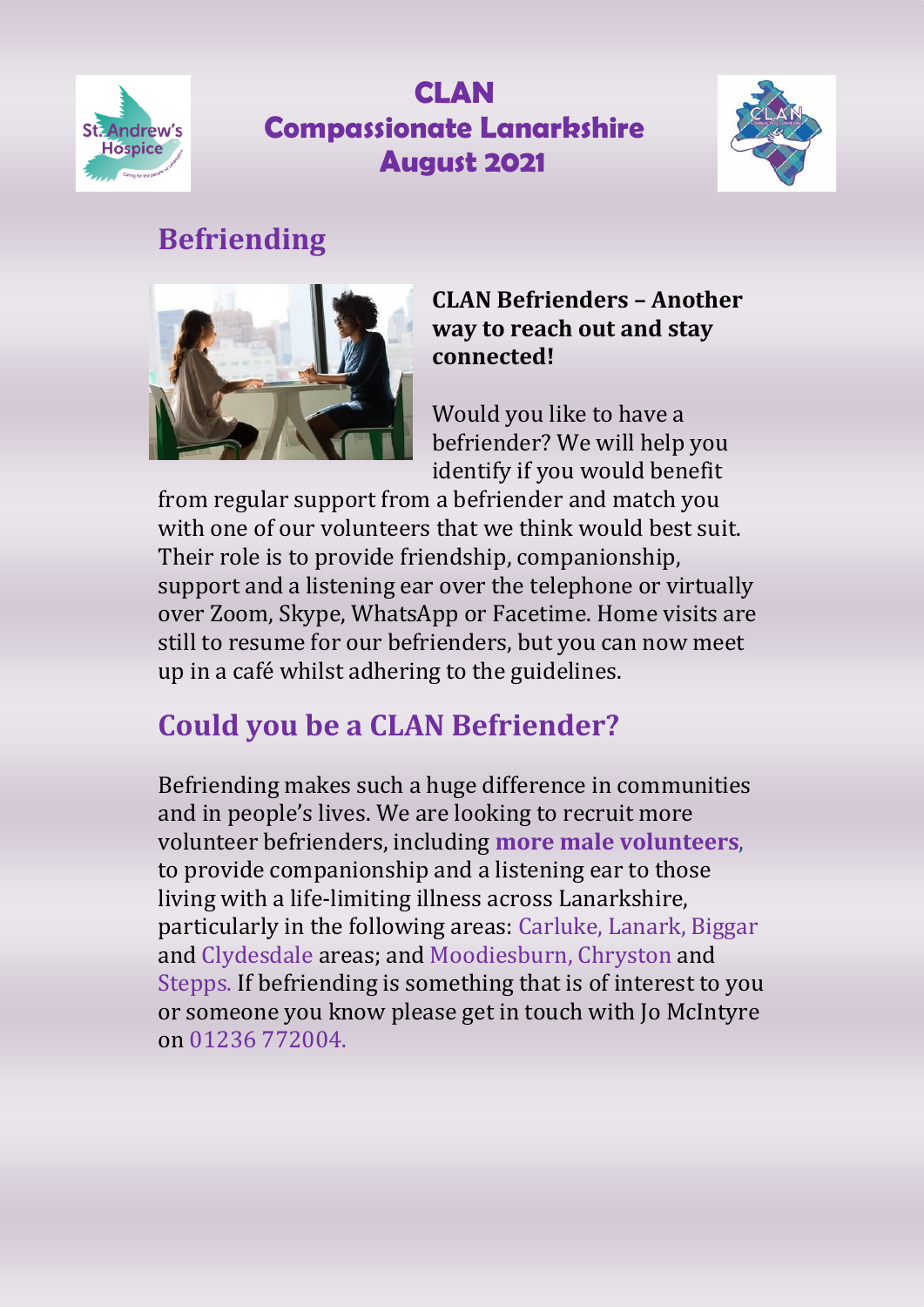# CLAN
# Compassionate Lanarkshire
# August 2021

## Befriending

**CLAN Befrienders – Another way to reach out and stay connected!**

Would you like to have a befriender? We will help you identify if you would benefit from regular support from a befriender and match you with one of our volunteers that we think would best suit. Their role is to provide friendship, companionship, support and a listening ear over the telephone or virtually over Zoom, Skype, WhatsApp or Facetime. Home visits are still to resume for our befrienders, but you can now meet up in a café whilst adhering to the guidelines.

## Could you be a CLAN Befriender?

Befriending makes such a huge difference in communities and in people's lives. We are looking to recruit more volunteer befrienders, including **more male volunteers**, to provide companionship and a listening ear to those living with a life-limiting illness across Lanarkshire, particularly in the following areas: Carluke, Lanark, Biggar and Clydesdale areas; and Moodiesburn, Chryston and Stepps. If befriending is something that is of interest to you or someone you know please get in touch with Jo McIntyre on 01236 772004.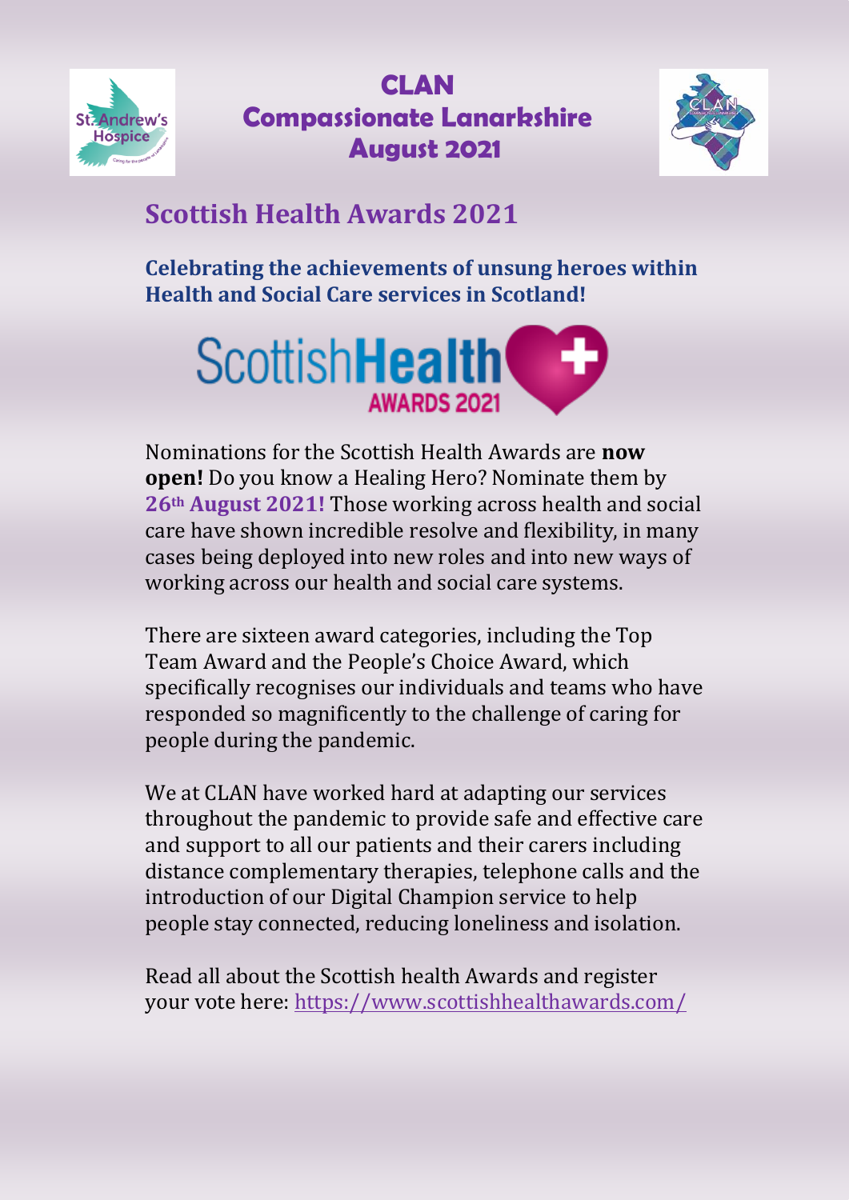# CLAN
# Compassionate Lanarkshire
# August 2021

## Scottish Health Awards 2021

**Celebrating the achievements of unsung heroes within Health and Social Care services in Scotland!**

Nominations for the Scottish Health Awards are **now open!** Do you know a Healing Hero? Nominate them by **26th August 2021!** Those working across health and social care have shown incredible resolve and flexibility, in many cases being deployed into new roles and into new ways of working across our health and social care systems.

There are sixteen award categories, including the Top Team Award and the People's Choice Award, which specifically recognises our individuals and teams who have responded so magnificently to the challenge of caring for people during the pandemic.

We at CLAN have worked hard at adapting our services throughout the pandemic to provide safe and effective care and support to all our patients and their carers including distance complementary therapies, telephone calls and the introduction of our Digital Champion service to help people stay connected, reducing loneliness and isolation.

Read all about the Scottish health Awards and register your vote here: https://www.scottishhealthawards.com/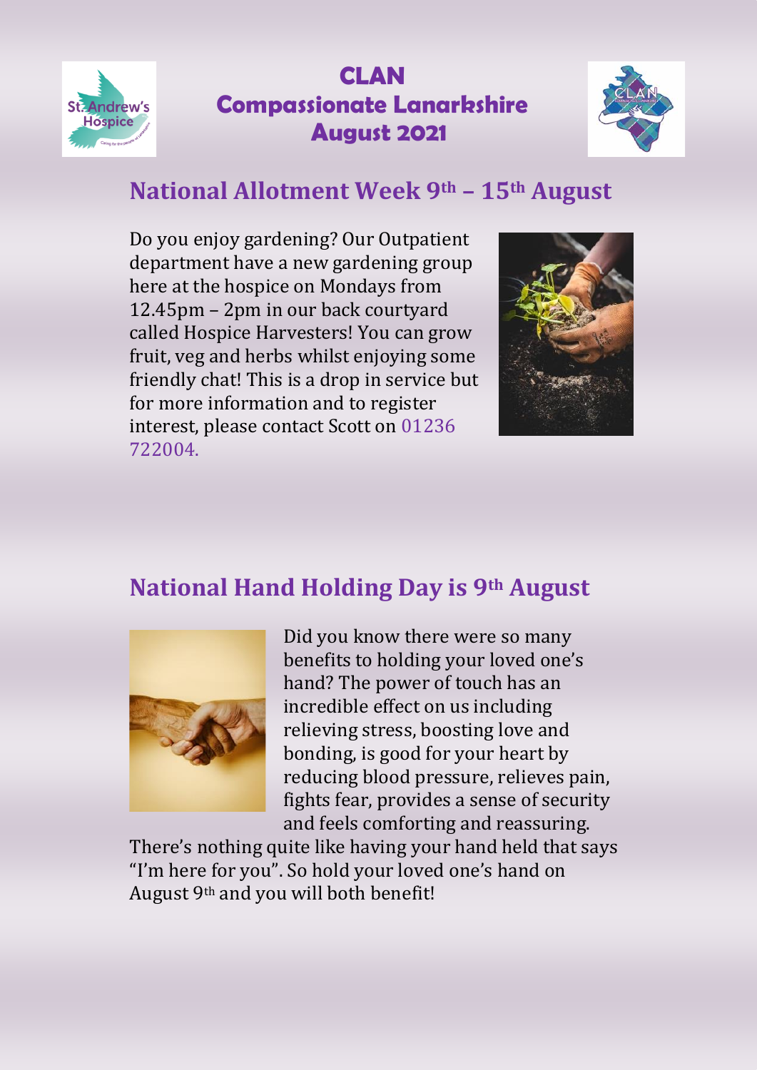# CLAN Compassionate Lanarkshire August 2021

## National Allotment Week 9th – 15th August

Do you enjoy gardening? Our Outpatient department have a new gardening group here at the hospice on Mondays from 12.45pm – 2pm in our back courtyard called Hospice Harvesters! You can grow fruit, veg and herbs whilst enjoying some friendly chat! This is a drop in service but for more information and to register interest, please contact Scott on 01236 722004.

## National Hand Holding Day is 9th August

Did you know there were so many benefits to holding your loved one's hand? The power of touch has an incredible effect on us including relieving stress, boosting love and bonding, is good for your heart by reducing blood pressure, relieves pain, fights fear, provides a sense of security and feels comforting and reassuring.

There's nothing quite like having your hand held that says "I'm here for you". So hold your loved one's hand on August 9th and you will both benefit!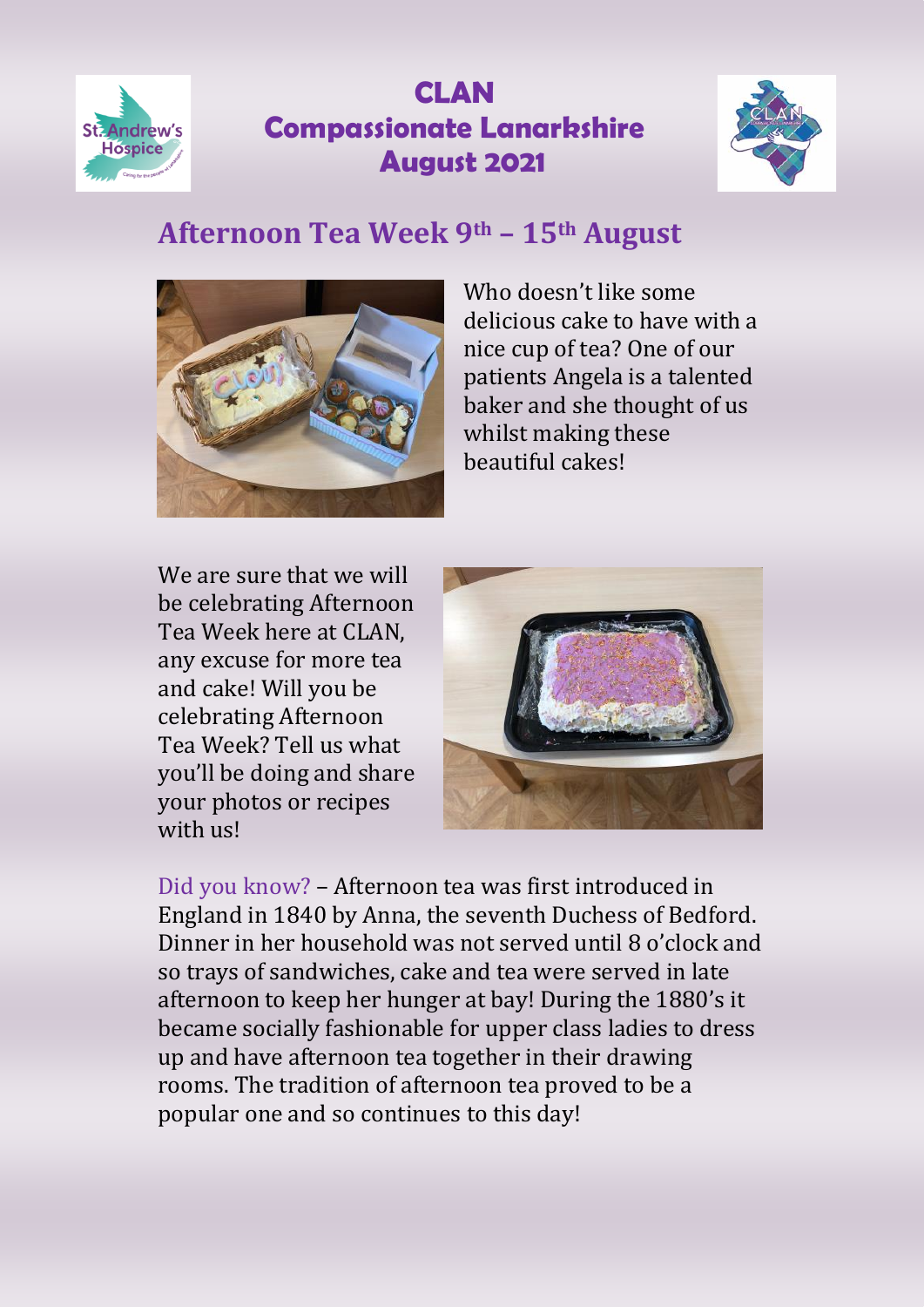# CLAN
# Compassionate Lanarkshire
# August 2021

## Afternoon Tea Week 9th – 15th August

Who doesn't like some delicious cake to have with a nice cup of tea? One of our patients Angela is a talented baker and she thought of us whilst making these beautiful cakes!

We are sure that we will be celebrating Afternoon Tea Week here at CLAN, any excuse for more tea and cake! Will you be celebrating Afternoon Tea Week? Tell us what you'll be doing and share your photos or recipes with us!

Did you know? – Afternoon tea was first introduced in England in 1840 by Anna, the seventh Duchess of Bedford. Dinner in her household was not served until 8 o'clock and so trays of sandwiches, cake and tea were served in late afternoon to keep her hunger at bay! During the 1880's it became socially fashionable for upper class ladies to dress up and have afternoon tea together in their drawing rooms. The tradition of afternoon tea proved to be a popular one and so continues to this day!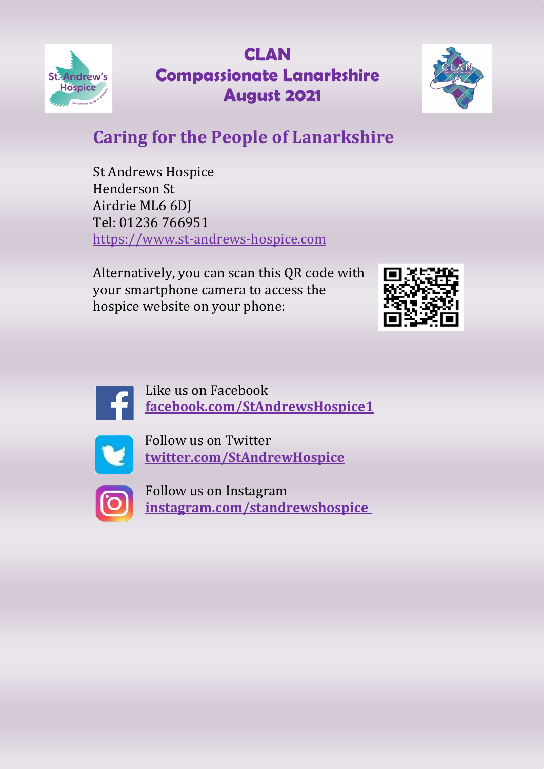# CLAN
# Compassionate Lanarkshire
# August 2021

## Caring for the People of Lanarkshire

St Andrews Hospice
Henderson St
Airdrie ML6 6DJ
Tel: 01236 766951
https://www.st-andrews-hospice.com

Alternatively, you can scan this QR code with your smartphone camera to access the hospice website on your phone:

Like us on Facebook
**facebook.com/StAndrewsHospice1**

Follow us on Twitter
**twitter.com/StAndrewHospice**

Follow us on Instagram
**instagram.com/standrewshospice**